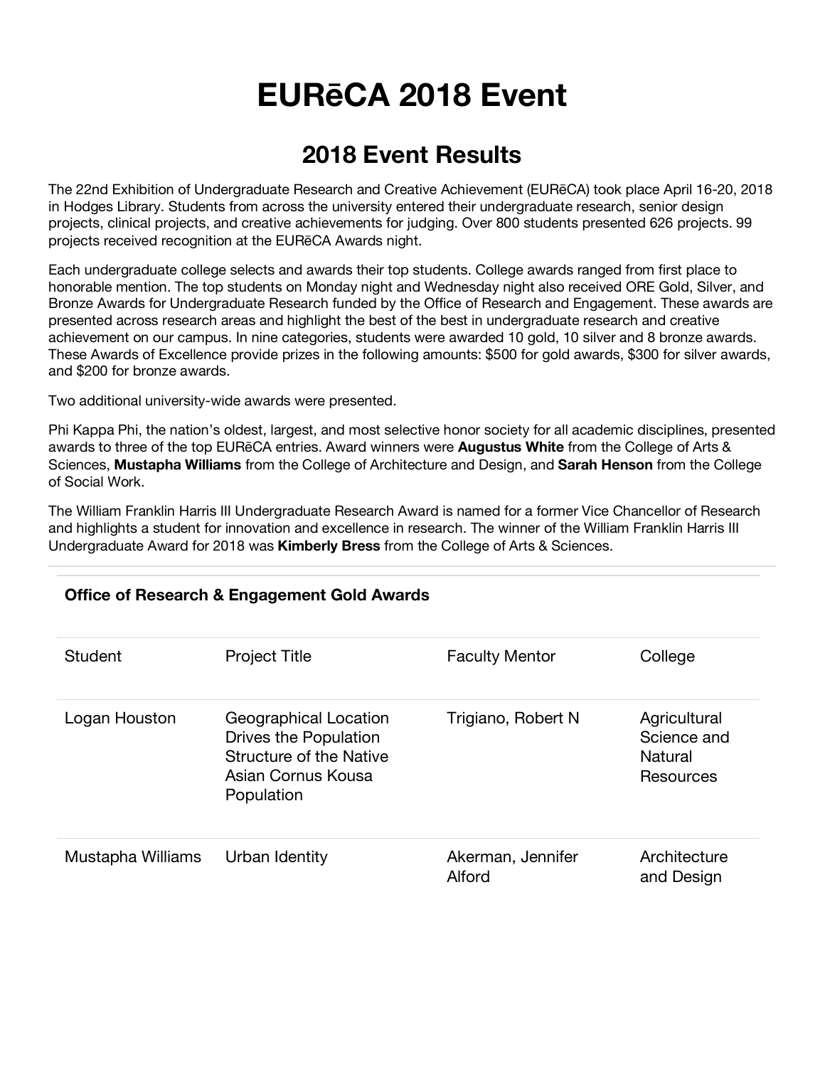# EURēCA 2018 Event

## 2018 Event Results

The 22nd Exhibition of Undergraduate Research and Creative Achievement (EURēCA) took place April 16-20, 2018 in Hodges Library. Students from across the university entered their undergraduate research, senior design projects, clinical projects, and creative achievements for judging. Over 800 students presented 626 projects. 99 projects received recognition at the EURēCA Awards night.

Each undergraduate college selects and awards their top students. College awards ranged from first place to honorable mention. The top students on Monday night and Wednesday night also received ORE Gold, Silver, and Bronze Awards for Undergraduate Research funded by the Office of Research and Engagement. These awards are presented across research areas and highlight the best of the best in undergraduate research and creative achievement on our campus. In nine categories, students were awarded 10 gold, 10 silver and 8 bronze awards. These Awards of Excellence provide prizes in the following amounts: $500 for gold awards, $300 for silver awards, and $200 for bronze awards.

Two additional university-wide awards were presented.

Phi Kappa Phi, the nation's oldest, largest, and most selective honor society for all academic disciplines, presented awards to three of the top EURēCA entries. Award winners were **Augustus White** from the College of Arts & Sciences, **Mustapha Williams** from the College of Architecture and Design, and **Sarah Henson** from the College of Social Work.

The William Franklin Harris III Undergraduate Research Award is named for a former Vice Chancellor of Research and highlights a student for innovation and excellence in research. The winner of the William Franklin Harris III Undergraduate Award for 2018 was **Kimberly Bress** from the College of Arts & Sciences.

---

### Office of Research & Engagement Gold Awards

| Student | Project Title | Faculty Mentor | College |
|---|---|---|---|
| Logan Houston | Geographical Location Drives the Population Structure of the Native Asian Cornus Kousa Population | Trigiano, Robert N | Agricultural Science and Natural Resources |
| Mustapha Williams | Urban Identity | Akerman, Jennifer Alford | Architecture and Design |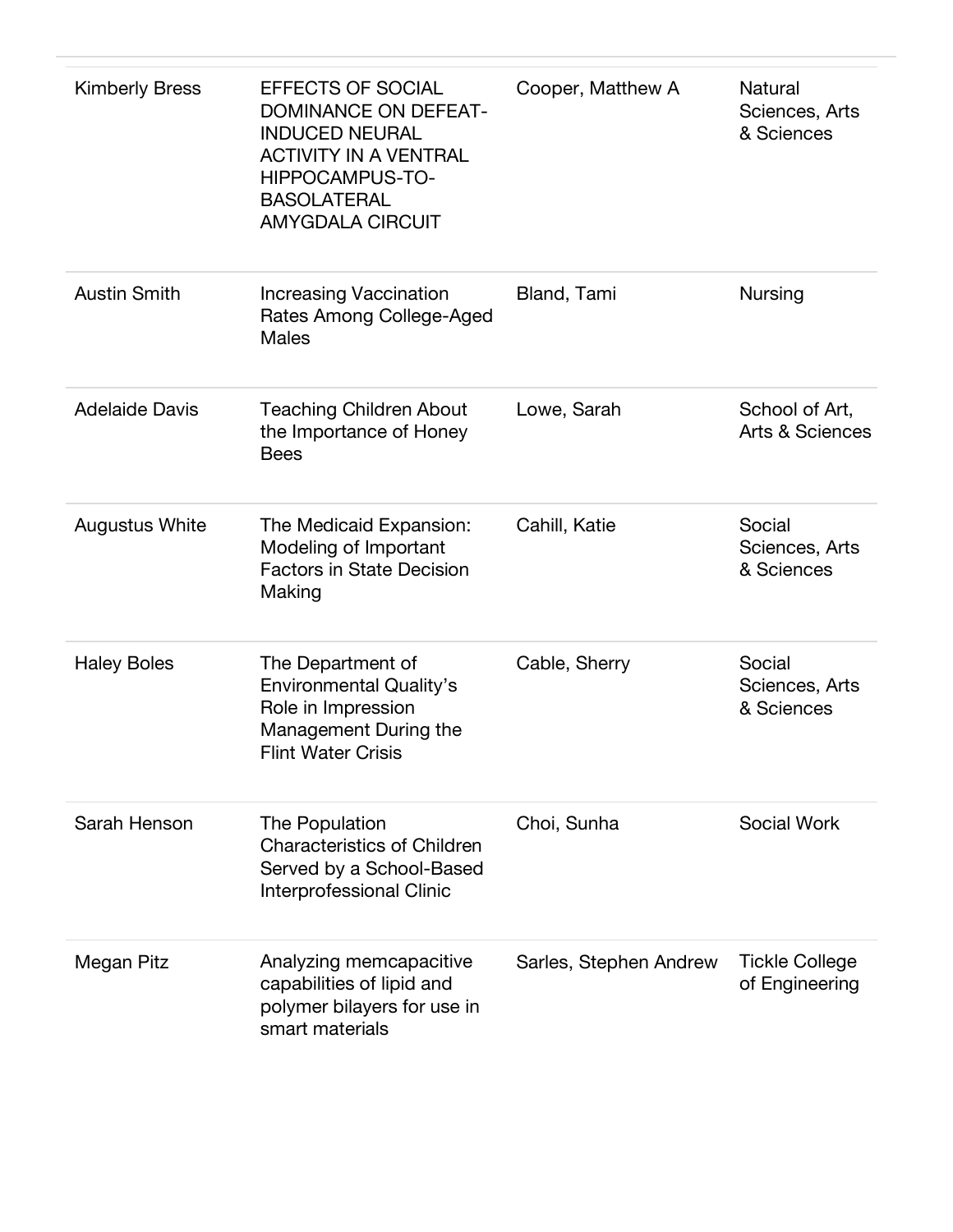| | | | |
|---|---|---|---|
| Kimberly Bress | EFFECTS OF SOCIAL DOMINANCE ON DEFEAT-INDUCED NEURAL ACTIVITY IN A VENTRAL HIPPOCAMPUS-TO-BASOLATERAL AMYGDALA CIRCUIT | Cooper, Matthew A | Natural Sciences, Arts & Sciences |
| Austin Smith | Increasing Vaccination Rates Among College-Aged Males | Bland, Tami | Nursing |
| Adelaide Davis | Teaching Children About the Importance of Honey Bees | Lowe, Sarah | School of Art, Arts & Sciences |
| Augustus White | The Medicaid Expansion: Modeling of Important Factors in State Decision Making | Cahill, Katie | Social Sciences, Arts & Sciences |
| Haley Boles | The Department of Environmental Quality's Role in Impression Management During the Flint Water Crisis | Cable, Sherry | Social Sciences, Arts & Sciences |
| Sarah Henson | The Population Characteristics of Children Served by a School-Based Interprofessional Clinic | Choi, Sunha | Social Work |
| Megan Pitz | Analyzing memcapacitive capabilities of lipid and polymer bilayers for use in smart materials | Sarles, Stephen Andrew | Tickle College of Engineering |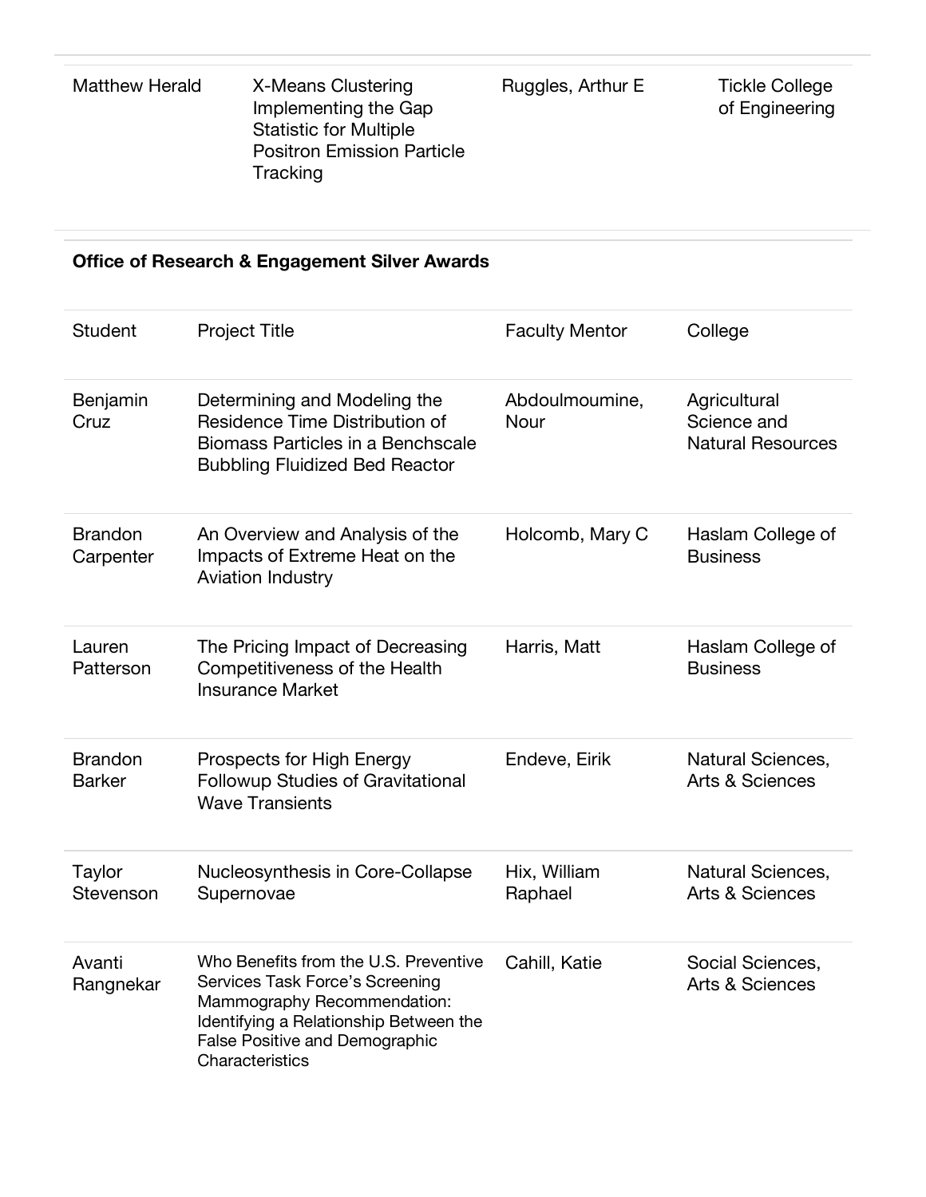| | | | |
|---|---|---|---|
| Matthew Herald | X-Means Clustering Implementing the Gap Statistic for Multiple Positron Emission Particle Tracking | Ruggles, Arthur E | Tickle College of Engineering |

**Office of Research & Engagement Silver Awards**

| Student | Project Title | Faculty Mentor | College |
|---|---|---|---|
| Benjamin Cruz | Determining and Modeling the Residence Time Distribution of Biomass Particles in a Benchscale Bubbling Fluidized Bed Reactor | Abdoulmoumine, Nour | Agricultural Science and Natural Resources |
| Brandon Carpenter | An Overview and Analysis of the Impacts of Extreme Heat on the Aviation Industry | Holcomb, Mary C | Haslam College of Business |
| Lauren Patterson | The Pricing Impact of Decreasing Competitiveness of the Health Insurance Market | Harris, Matt | Haslam College of Business |
| Brandon Barker | Prospects for High Energy Followup Studies of Gravitational Wave Transients | Endeve, Eirik | Natural Sciences, Arts & Sciences |
| Taylor Stevenson | Nucleosynthesis in Core-Collapse Supernovae | Hix, William Raphael | Natural Sciences, Arts & Sciences |
| Avanti Rangnekar | Who Benefits from the U.S. Preventive Services Task Force's Screening Mammography Recommendation: Identifying a Relationship Between the False Positive and Demographic Characteristics | Cahill, Katie | Social Sciences, Arts & Sciences |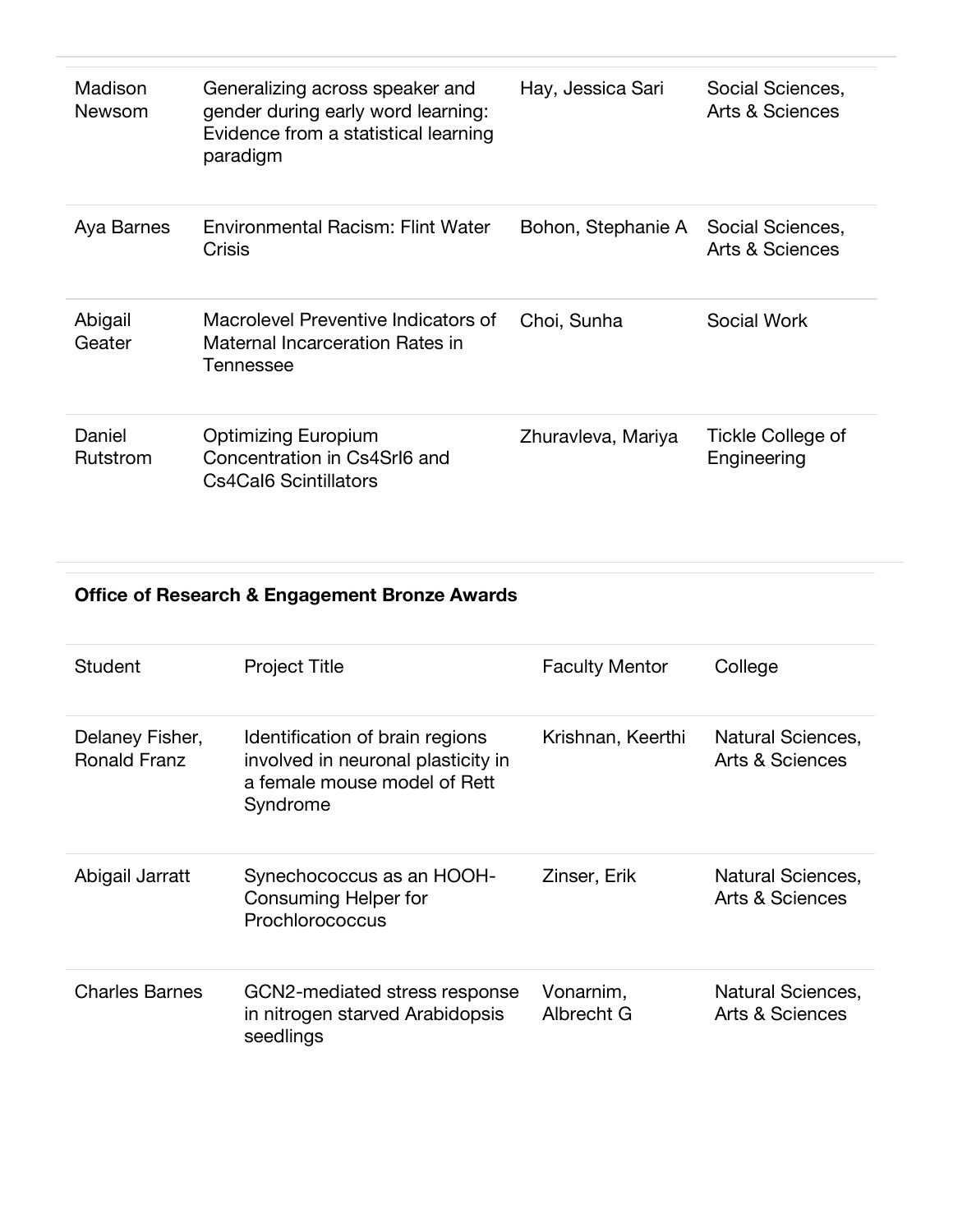| | | | |
|---|---|---|---|
| Madison Newsom | Generalizing across speaker and gender during early word learning: Evidence from a statistical learning paradigm | Hay, Jessica Sari | Social Sciences, Arts & Sciences |
| Aya Barnes | Environmental Racism: Flint Water Crisis | Bohon, Stephanie A | Social Sciences, Arts & Sciences |
| Abigail Geater | Macrolevel Preventive Indicators of Maternal Incarceration Rates in Tennessee | Choi, Sunha | Social Work |
| Daniel Rutstrom | Optimizing Europium Concentration in Cs4SrI6 and Cs4CaI6 Scintillators | Zhuravleva, Mariya | Tickle College of Engineering |

**Office of Research & Engagement Bronze Awards**

| Student | Project Title | Faculty Mentor | College |
|---|---|---|---|
| Delaney Fisher, Ronald Franz | Identification of brain regions involved in neuronal plasticity in a female mouse model of Rett Syndrome | Krishnan, Keerthi | Natural Sciences, Arts & Sciences |
| Abigail Jarratt | Synechococcus as an HOOH-Consuming Helper for Prochlorococcus | Zinser, Erik | Natural Sciences, Arts & Sciences |
| Charles Barnes | GCN2-mediated stress response in nitrogen starved Arabidopsis seedlings | Vonarnim, Albrecht G | Natural Sciences, Arts & Sciences |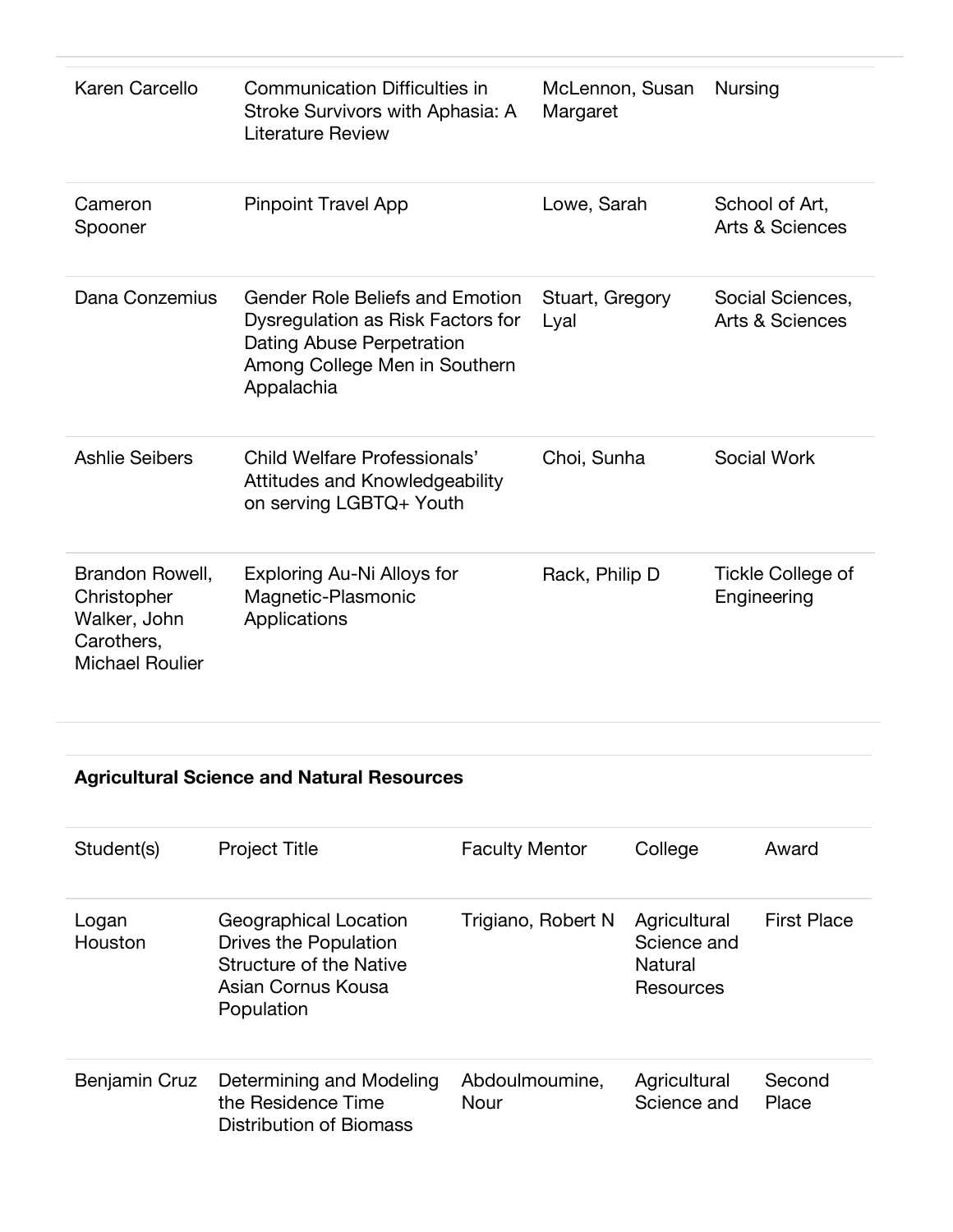| | | | |
|---|---|---|---|
| Karen Carcello | Communication Difficulties in Stroke Survivors with Aphasia: A Literature Review | McLennon, Susan Margaret | Nursing |
| Cameron Spooner | Pinpoint Travel App | Lowe, Sarah | School of Art, Arts & Sciences |
| Dana Conzemius | Gender Role Beliefs and Emotion Dysregulation as Risk Factors for Dating Abuse Perpetration Among College Men in Southern Appalachia | Stuart, Gregory Lyal | Social Sciences, Arts & Sciences |
| Ashlie Seibers | Child Welfare Professionals' Attitudes and Knowledgeability on serving LGBTQ+ Youth | Choi, Sunha | Social Work |
| Brandon Rowell, Christopher Walker, John Carothers, Michael Roulier | Exploring Au-Ni Alloys for Magnetic-Plasmonic Applications | Rack, Philip D | Tickle College of Engineering |

**Agricultural Science and Natural Resources**

| Student(s) | Project Title | Faculty Mentor | College | Award |
|---|---|---|---|---|
| Logan Houston | Geographical Location Drives the Population Structure of the Native Asian Cornus Kousa Population | Trigiano, Robert N | Agricultural Science and Natural Resources | First Place |
| Benjamin Cruz | Determining and Modeling the Residence Time Distribution of Biomass | Abdoulmoumine, Nour | Agricultural Science and | Second Place |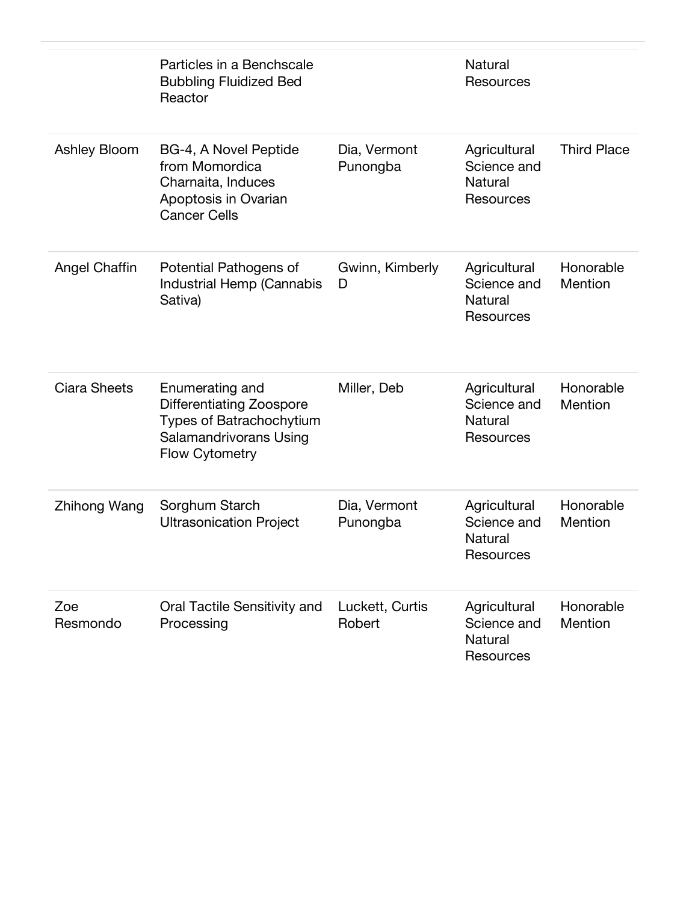| | | | | |
|---|---|---|---|---|
| | Particles in a Benchscale Bubbling Fluidized Bed Reactor | | Natural Resources | |
| Ashley Bloom | BG-4, A Novel Peptide from Momordica Charnaita, Induces Apoptosis in Ovarian Cancer Cells | Dia, Vermont Punongba | Agricultural Science and Natural Resources | Third Place |
| Angel Chaffin | Potential Pathogens of Industrial Hemp (Cannabis Sativa) | Gwinn, Kimberly D | Agricultural Science and Natural Resources | Honorable Mention |
| Ciara Sheets | Enumerating and Differentiating Zoospore Types of Batrachochytium Salamandrivorans Using Flow Cytometry | Miller, Deb | Agricultural Science and Natural Resources | Honorable Mention |
| Zhihong Wang | Sorghum Starch Ultrasonication Project | Dia, Vermont Punongba | Agricultural Science and Natural Resources | Honorable Mention |
| Zoe Resmondo | Oral Tactile Sensitivity and Processing | Luckett, Curtis Robert | Agricultural Science and Natural Resources | Honorable Mention |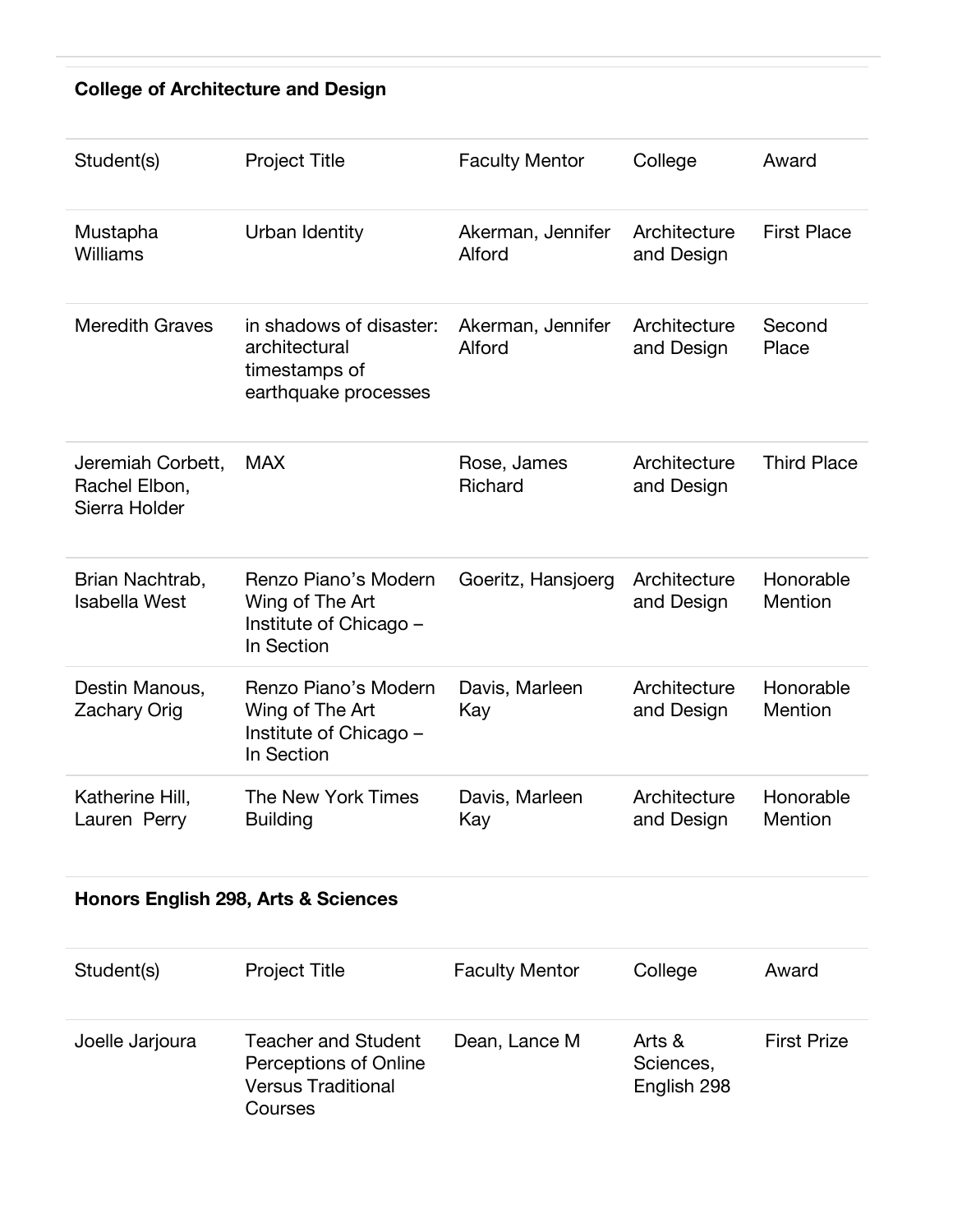### College of Architecture and Design

| Student(s) | Project Title | Faculty Mentor | College | Award |
| --- | --- | --- | --- | --- |
| Mustapha Williams | Urban Identity | Akerman, Jennifer Alford | Architecture and Design | First Place |
| Meredith Graves | in shadows of disaster: architectural timestamps of earthquake processes | Akerman, Jennifer Alford | Architecture and Design | Second Place |
| Jeremiah Corbett, Rachel Elbon, Sierra Holder | MAX | Rose, James Richard | Architecture and Design | Third Place |
| Brian Nachtrab, Isabella West | Renzo Piano's Modern Wing of The Art Institute of Chicago – In Section | Goeritz, Hansjoerg | Architecture and Design | Honorable Mention |
| Destin Manous, Zachary Orig | Renzo Piano's Modern Wing of The Art Institute of Chicago – In Section | Davis, Marleen Kay | Architecture and Design | Honorable Mention |
| Katherine Hill, Lauren Perry | The New York Times Building | Davis, Marleen Kay | Architecture and Design | Honorable Mention |

### Honors English 298, Arts & Sciences

| Student(s) | Project Title | Faculty Mentor | College | Award |
| --- | --- | --- | --- | --- |
| Joelle Jarjoura | Teacher and Student Perceptions of Online Versus Traditional Courses | Dean, Lance M | Arts & Sciences, English 298 | First Prize |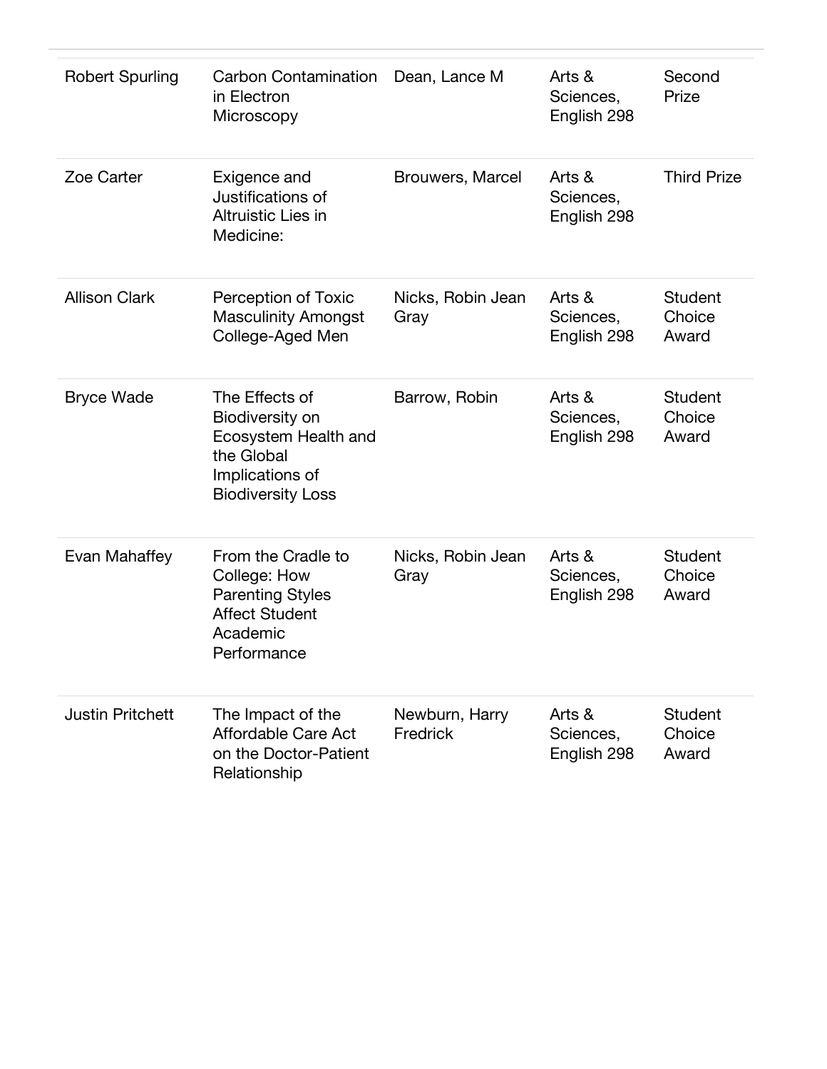| | | | | |
|---|---|---|---|---|
| Robert Spurling | Carbon Contamination in Electron Microscopy | Dean, Lance M | Arts & Sciences, English 298 | Second Prize |
| Zoe Carter | Exigence and Justifications of Altruistic Lies in Medicine: | Brouwers, Marcel | Arts & Sciences, English 298 | Third Prize |
| Allison Clark | Perception of Toxic Masculinity Amongst College-Aged Men | Nicks, Robin Jean Gray | Arts & Sciences, English 298 | Student Choice Award |
| Bryce Wade | The Effects of Biodiversity on Ecosystem Health and the Global Implications of Biodiversity Loss | Barrow, Robin | Arts & Sciences, English 298 | Student Choice Award |
| Evan Mahaffey | From the Cradle to College: How Parenting Styles Affect Student Academic Performance | Nicks, Robin Jean Gray | Arts & Sciences, English 298 | Student Choice Award |
| Justin Pritchett | The Impact of the Affordable Care Act on the Doctor-Patient Relationship | Newburn, Harry Fredrick | Arts & Sciences, English 298 | Student Choice Award |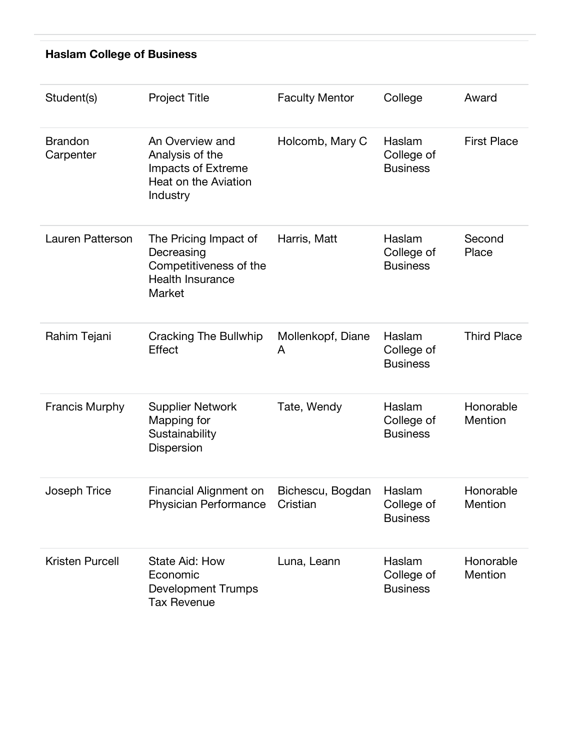**Haslam College of Business**

| Student(s) | Project Title | Faculty Mentor | College | Award |
| --- | --- | --- | --- | --- |
| Brandon Carpenter | An Overview and Analysis of the Impacts of Extreme Heat on the Aviation Industry | Holcomb, Mary C | Haslam College of Business | First Place |
| Lauren Patterson | The Pricing Impact of Decreasing Competitiveness of the Health Insurance Market | Harris, Matt | Haslam College of Business | Second Place |
| Rahim Tejani | Cracking The Bullwhip Effect | Mollenkopf, Diane A | Haslam College of Business | Third Place |
| Francis Murphy | Supplier Network Mapping for Sustainability Dispersion | Tate, Wendy | Haslam College of Business | Honorable Mention |
| Joseph Trice | Financial Alignment on Physician Performance | Bichescu, Bogdan Cristian | Haslam College of Business | Honorable Mention |
| Kristen Purcell | State Aid: How Economic Development Trumps Tax Revenue | Luna, Leann | Haslam College of Business | Honorable Mention |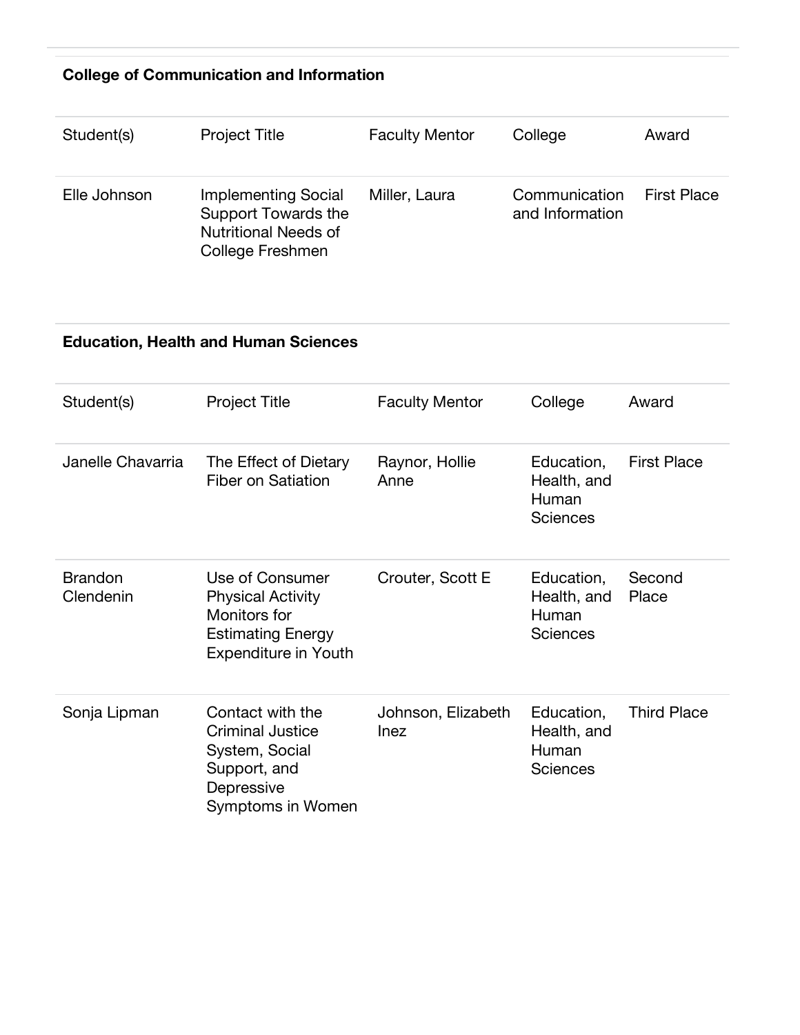**College of Communication and Information**

| Student(s) | Project Title | Faculty Mentor | College | Award |
|---|---|---|---|---|
| Elle Johnson | Implementing Social Support Towards the Nutritional Needs of College Freshmen | Miller, Laura | Communication and Information | First Place |

**Education, Health and Human Sciences**

| Student(s) | Project Title | Faculty Mentor | College | Award |
|---|---|---|---|---|
| Janelle Chavarria | The Effect of Dietary Fiber on Satiation | Raynor, Hollie Anne | Education, Health, and Human Sciences | First Place |
| Brandon Clendenin | Use of Consumer Physical Activity Monitors for Estimating Energy Expenditure in Youth | Crouter, Scott E | Education, Health, and Human Sciences | Second Place |
| Sonja Lipman | Contact with the Criminal Justice System, Social Support, and Depressive Symptoms in Women | Johnson, Elizabeth Inez | Education, Health, and Human Sciences | Third Place |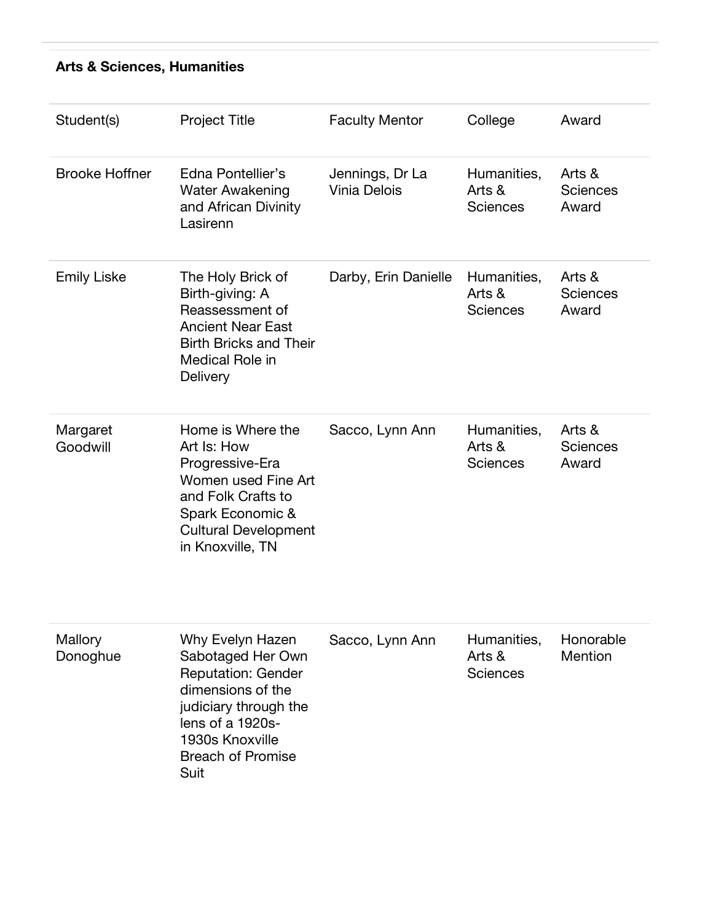**Arts & Sciences, Humanities**

| Student(s) | Project Title | Faculty Mentor | College | Award |
| --- | --- | --- | --- | --- |
| Brooke Hoffner | Edna Pontellier's Water Awakening and African Divinity Lasirenn | Jennings, Dr La Vinia Delois | Humanities, Arts & Sciences | Arts & Sciences Award |
| Emily Liske | The Holy Brick of Birth-giving: A Reassessment of Ancient Near East Birth Bricks and Their Medical Role in Delivery | Darby, Erin Danielle | Humanities, Arts & Sciences | Arts & Sciences Award |
| Margaret Goodwill | Home is Where the Art Is: How Progressive-Era Women used Fine Art and Folk Crafts to Spark Economic & Cultural Development in Knoxville, TN | Sacco, Lynn Ann | Humanities, Arts & Sciences | Arts & Sciences Award |
| Mallory Donoghue | Why Evelyn Hazen Sabotaged Her Own Reputation: Gender dimensions of the judiciary through the lens of a 1920s-1930s Knoxville Breach of Promise Suit | Sacco, Lynn Ann | Humanities, Arts & Sciences | Honorable Mention |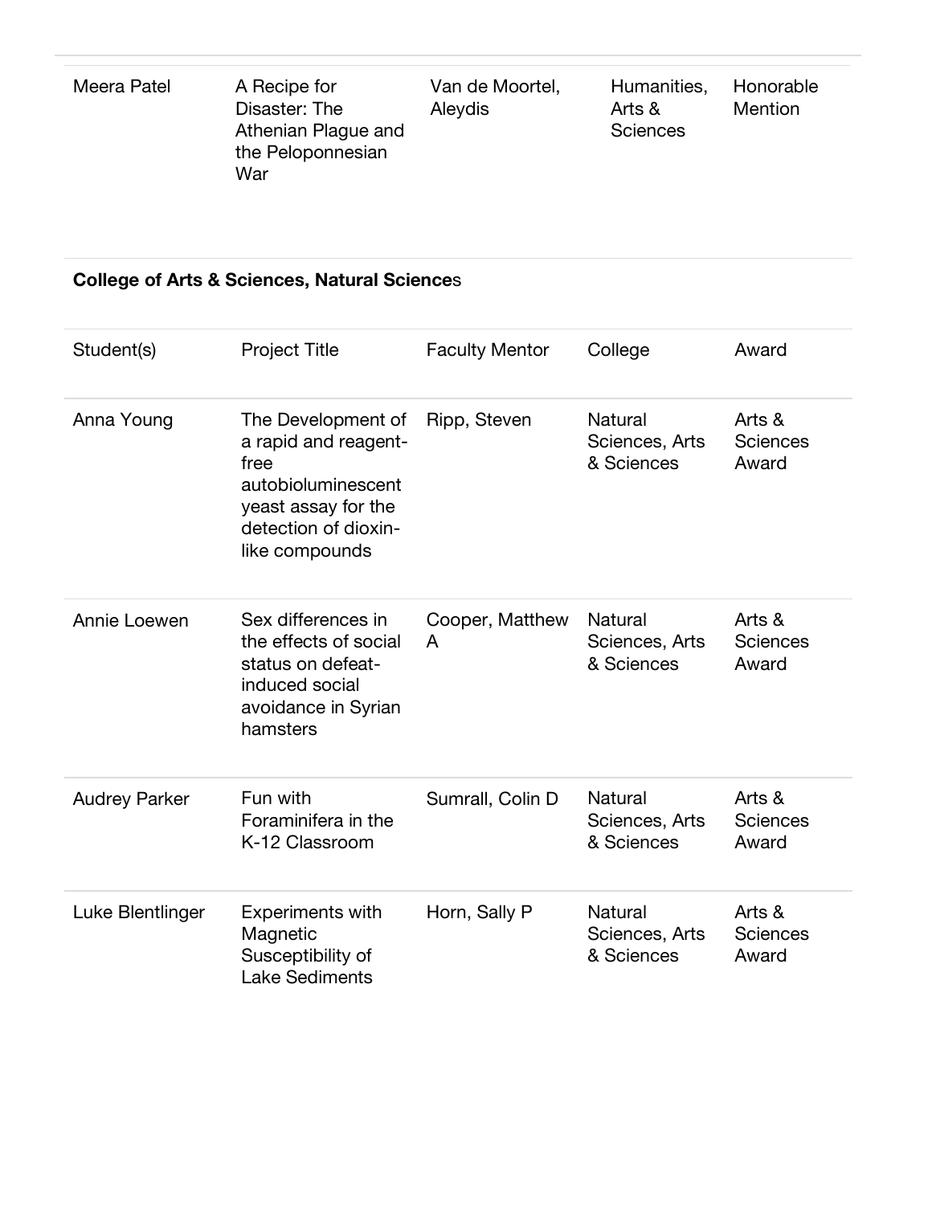| Meera Patel | A Recipe for Disaster: The Athenian Plague and the Peloponnesian War | Van de Moortel, Aleydis | Humanities, Arts & Sciences | Honorable Mention |
|---|---|---|---|---|

**College of Arts & Sciences, Natural Science**s

| Student(s) | Project Title | Faculty Mentor | College | Award |
|---|---|---|---|---|
| Anna Young | The Development of a rapid and reagent-free autobioluminescent yeast assay for the detection of dioxin-like compounds | Ripp, Steven | Natural Sciences, Arts & Sciences | Arts & Sciences Award |
| Annie Loewen | Sex differences in the effects of social status on defeat-induced social avoidance in Syrian hamsters | Cooper, Matthew A | Natural Sciences, Arts & Sciences | Arts & Sciences Award |
| Audrey Parker | Fun with Foraminifera in the K-12 Classroom | Sumrall, Colin D | Natural Sciences, Arts & Sciences | Arts & Sciences Award |
| Luke Blentlinger | Experiments with Magnetic Susceptibility of Lake Sediments | Horn, Sally P | Natural Sciences, Arts & Sciences | Arts & Sciences Award |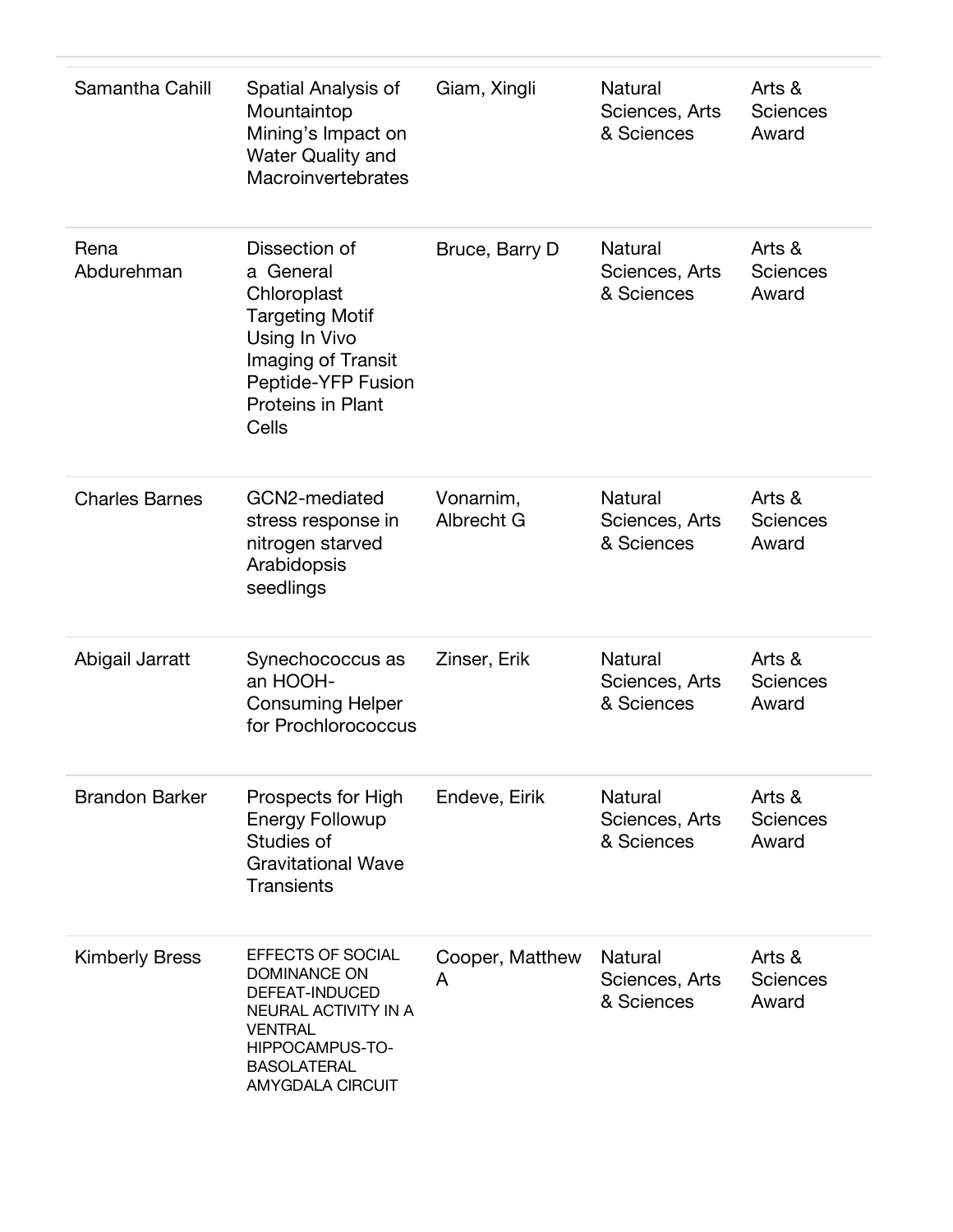| | | | | |
|---|---|---|---|---|
| Samantha Cahill | Spatial Analysis of Mountaintop Mining's Impact on Water Quality and Macroinvertebrates | Giam, Xingli | Natural Sciences, Arts & Sciences | Arts & Sciences Award |
| Rena Abdurehman | Dissection of a General Chloroplast Targeting Motif Using In Vivo Imaging of Transit Peptide-YFP Fusion Proteins in Plant Cells | Bruce, Barry D | Natural Sciences, Arts & Sciences | Arts & Sciences Award |
| Charles Barnes | GCN2-mediated stress response in nitrogen starved Arabidopsis seedlings | Vonarnim, Albrecht G | Natural Sciences, Arts & Sciences | Arts & Sciences Award |
| Abigail Jarratt | Synechococcus as an HOOH-Consuming Helper for Prochlorococcus | Zinser, Erik | Natural Sciences, Arts & Sciences | Arts & Sciences Award |
| Brandon Barker | Prospects for High Energy Followup Studies of Gravitational Wave Transients | Endeve, Eirik | Natural Sciences, Arts & Sciences | Arts & Sciences Award |
| Kimberly Bress | EFFECTS OF SOCIAL DOMINANCE ON DEFEAT-INDUCED NEURAL ACTIVITY IN A VENTRAL HIPPOCAMPUS-TO-BASOLATERAL AMYGDALA CIRCUIT | Cooper, Matthew A | Natural Sciences, Arts & Sciences | Arts & Sciences Award |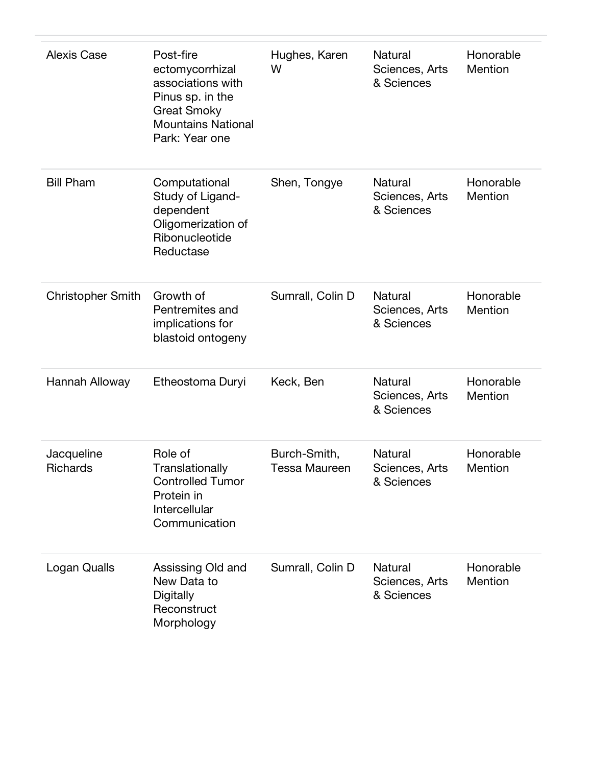| | | | | |
|---|---|---|---|---|
| Alexis Case | Post-fire ectomycorrhizal associations with Pinus sp. in the Great Smoky Mountains National Park: Year one | Hughes, Karen W | Natural Sciences, Arts & Sciences | Honorable Mention |
| Bill Pham | Computational Study of Ligand-dependent Oligomerization of Ribonucleotide Reductase | Shen, Tongye | Natural Sciences, Arts & Sciences | Honorable Mention |
| Christopher Smith | Growth of Pentremites and implications for blastoid ontogeny | Sumrall, Colin D | Natural Sciences, Arts & Sciences | Honorable Mention |
| Hannah Alloway | Etheostoma Duryi | Keck, Ben | Natural Sciences, Arts & Sciences | Honorable Mention |
| Jacqueline Richards | Role of Translationally Controlled Tumor Protein in Intercellular Communication | Burch-Smith, Tessa Maureen | Natural Sciences, Arts & Sciences | Honorable Mention |
| Logan Qualls | Assissing Old and New Data to Digitally Reconstruct Morphology | Sumrall, Colin D | Natural Sciences, Arts & Sciences | Honorable Mention |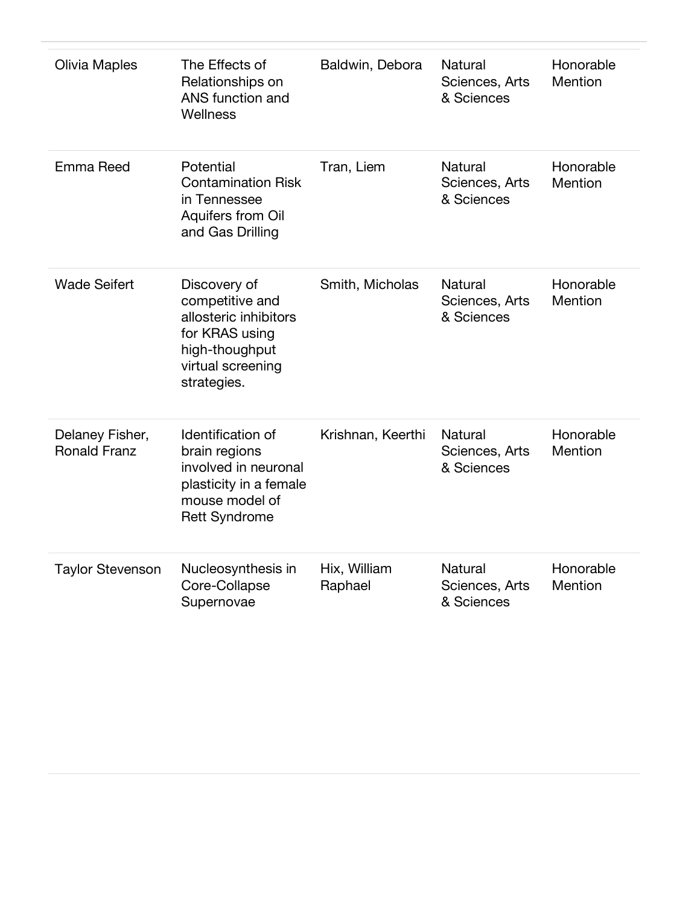| | | | | |
|---|---|---|---|---|
| Olivia Maples | The Effects of Relationships on ANS function and Wellness | Baldwin, Debora | Natural Sciences, Arts & Sciences | Honorable Mention |
| Emma Reed | Potential Contamination Risk in Tennessee Aquifers from Oil and Gas Drilling | Tran, Liem | Natural Sciences, Arts & Sciences | Honorable Mention |
| Wade Seifert | Discovery of competitive and allosteric inhibitors for KRAS using high-thoughput virtual screening strategies. | Smith, Micholas | Natural Sciences, Arts & Sciences | Honorable Mention |
| Delaney Fisher, Ronald Franz | Identification of brain regions involved in neuronal plasticity in a female mouse model of Rett Syndrome | Krishnan, Keerthi | Natural Sciences, Arts & Sciences | Honorable Mention |
| Taylor Stevenson | Nucleosynthesis in Core-Collapse Supernovae | Hix, William Raphael | Natural Sciences, Arts & Sciences | Honorable Mention |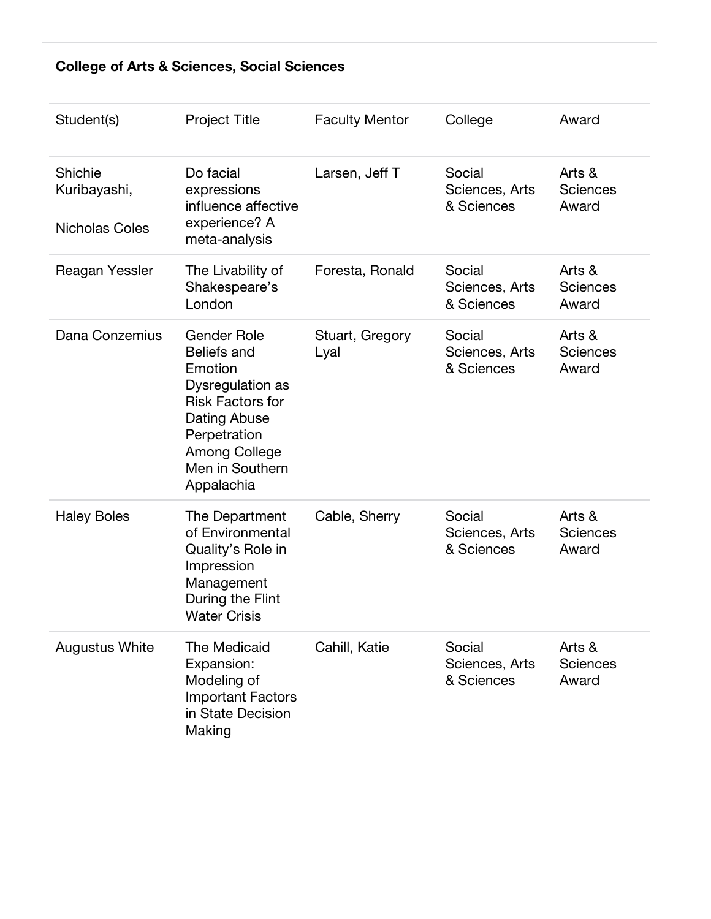**College of Arts & Sciences, Social Sciences**

| Student(s) | Project Title | Faculty Mentor | College | Award |
| --- | --- | --- | --- | --- |
| Shichie Kuribayashi, Nicholas Coles | Do facial expressions influence affective experience? A meta-analysis | Larsen, Jeff T | Social Sciences, Arts & Sciences | Arts & Sciences Award |
| Reagan Yessler | The Livability of Shakespeare's London | Foresta, Ronald | Social Sciences, Arts & Sciences | Arts & Sciences Award |
| Dana Conzemius | Gender Role Beliefs and Emotion Dysregulation as Risk Factors for Dating Abuse Perpetration Among College Men in Southern Appalachia | Stuart, Gregory Lyal | Social Sciences, Arts & Sciences | Arts & Sciences Award |
| Haley Boles | The Department of Environmental Quality's Role in Impression Management During the Flint Water Crisis | Cable, Sherry | Social Sciences, Arts & Sciences | Arts & Sciences Award |
| Augustus White | The Medicaid Expansion: Modeling of Important Factors in State Decision Making | Cahill, Katie | Social Sciences, Arts & Sciences | Arts & Sciences Award |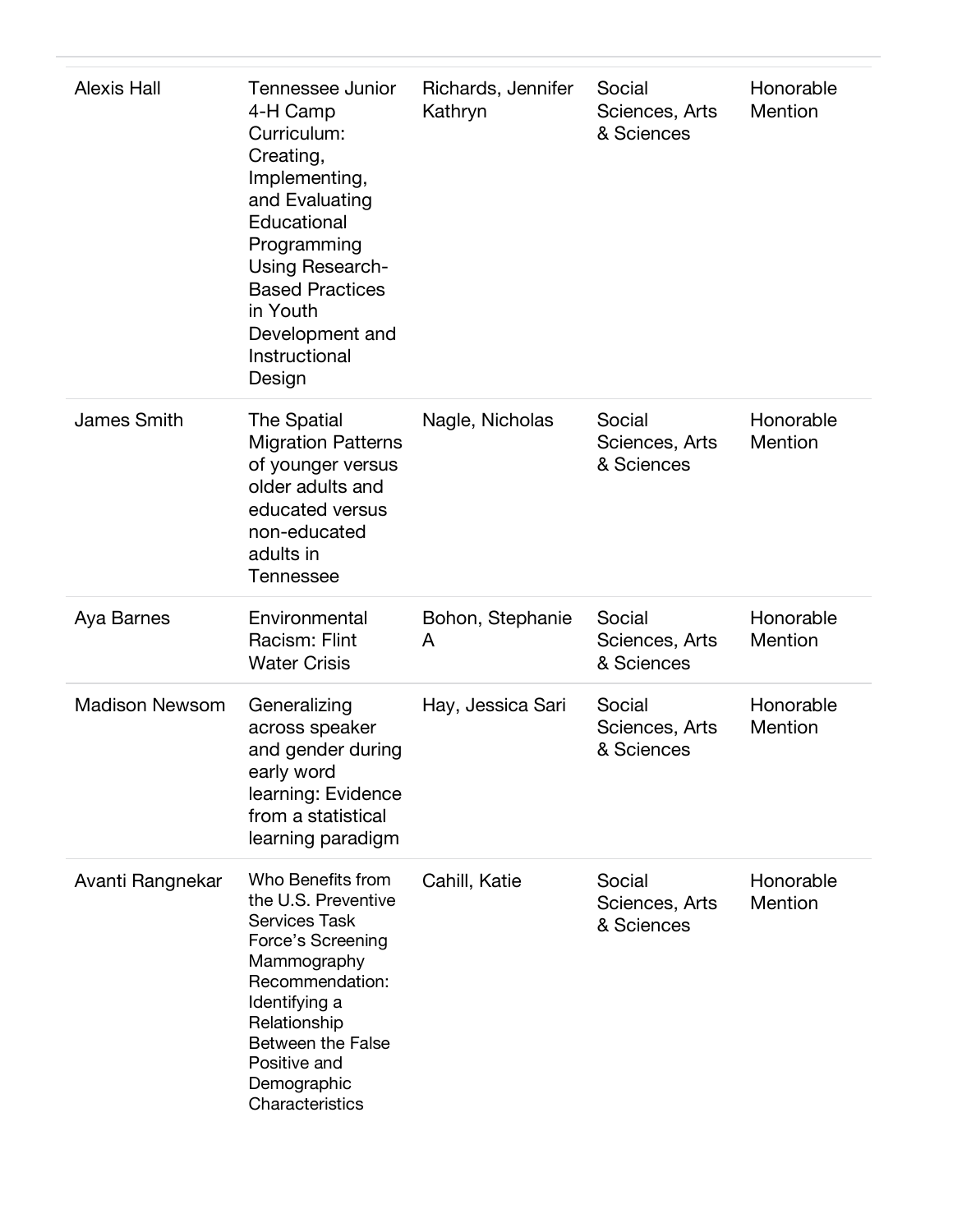| | | | | |
|---|---|---|---|---|
| Alexis Hall | Tennessee Junior 4-H Camp Curriculum: Creating, Implementing, and Evaluating Educational Programming Using Research-Based Practices in Youth Development and Instructional Design | Richards, Jennifer Kathryn | Social Sciences, Arts & Sciences | Honorable Mention |
| James Smith | The Spatial Migration Patterns of younger versus older adults and educated versus non-educated adults in Tennessee | Nagle, Nicholas | Social Sciences, Arts & Sciences | Honorable Mention |
| Aya Barnes | Environmental Racism: Flint Water Crisis | Bohon, Stephanie A | Social Sciences, Arts & Sciences | Honorable Mention |
| Madison Newsom | Generalizing across speaker and gender during early word learning: Evidence from a statistical learning paradigm | Hay, Jessica Sari | Social Sciences, Arts & Sciences | Honorable Mention |
| Avanti Rangnekar | Who Benefits from the U.S. Preventive Services Task Force's Screening Mammography Recommendation: Identifying a Relationship Between the False Positive and Demographic Characteristics | Cahill, Katie | Social Sciences, Arts & Sciences | Honorable Mention |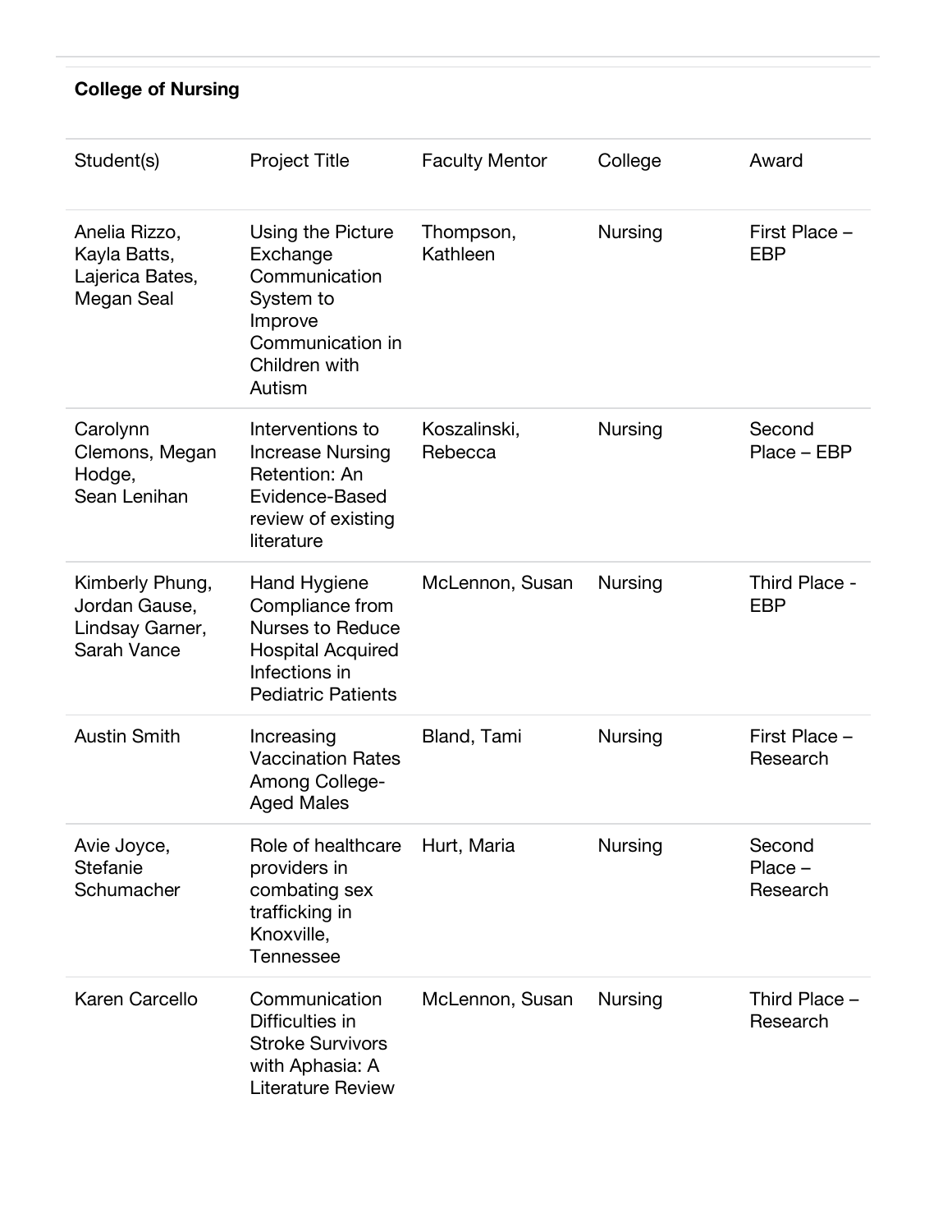**College of Nursing**

| Student(s) | Project Title | Faculty Mentor | College | Award |
|---|---|---|---|---|
| Anelia Rizzo, Kayla Batts, Lajerica Bates, Megan Seal | Using the Picture Exchange Communication System to Improve Communication in Children with Autism | Thompson, Kathleen | Nursing | First Place – EBP |
| Carolynn Clemons, Megan Hodge, Sean Lenihan | Interventions to Increase Nursing Retention: An Evidence-Based review of existing literature | Koszalinski, Rebecca | Nursing | Second Place – EBP |
| Kimberly Phung, Jordan Gause, Lindsay Garner, Sarah Vance | Hand Hygiene Compliance from Nurses to Reduce Hospital Acquired Infections in Pediatric Patients | McLennon, Susan | Nursing | Third Place - EBP |
| Austin Smith | Increasing Vaccination Rates Among College-Aged Males | Bland, Tami | Nursing | First Place – Research |
| Avie Joyce, Stefanie Schumacher | Role of healthcare providers in combating sex trafficking in Knoxville, Tennessee | Hurt, Maria | Nursing | Second Place – Research |
| Karen Carcello | Communication Difficulties in Stroke Survivors with Aphasia: A Literature Review | McLennon, Susan | Nursing | Third Place – Research |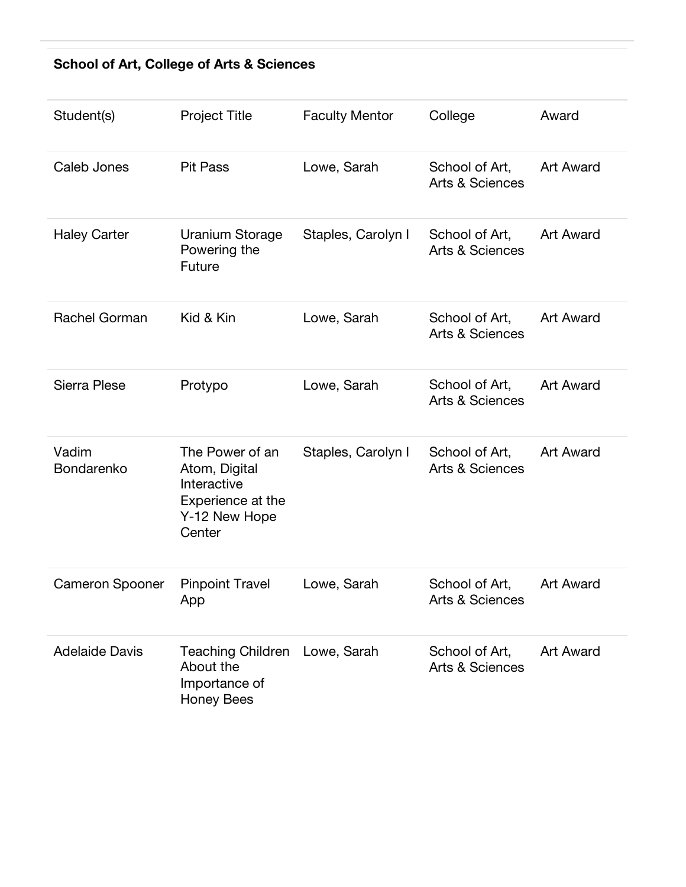### School of Art, College of Arts & Sciences

| Student(s) | Project Title | Faculty Mentor | College | Award |
|---|---|---|---|---|
| Caleb Jones | Pit Pass | Lowe, Sarah | School of Art, Arts & Sciences | Art Award |
| Haley Carter | Uranium Storage Powering the Future | Staples, Carolyn I | School of Art, Arts & Sciences | Art Award |
| Rachel Gorman | Kid & Kin | Lowe, Sarah | School of Art, Arts & Sciences | Art Award |
| Sierra Plese | Protypo | Lowe, Sarah | School of Art, Arts & Sciences | Art Award |
| Vadim Bondarenko | The Power of an Atom, Digital Interactive Experience at the Y-12 New Hope Center | Staples, Carolyn I | School of Art, Arts & Sciences | Art Award |
| Cameron Spooner | Pinpoint Travel App | Lowe, Sarah | School of Art, Arts & Sciences | Art Award |
| Adelaide Davis | Teaching Children About the Importance of Honey Bees | Lowe, Sarah | School of Art, Arts & Sciences | Art Award |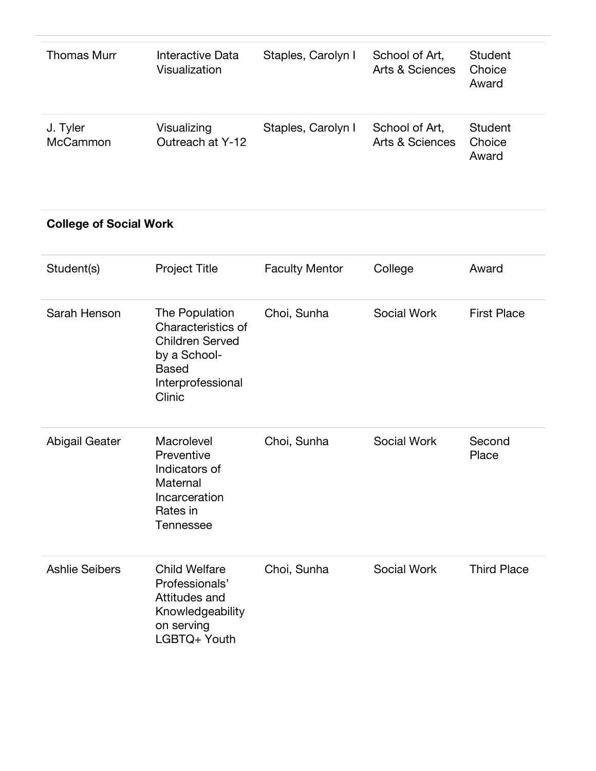| | | | | |
|---|---|---|---|---|
| Thomas Murr | Interactive Data Visualization | Staples, Carolyn I | School of Art, Arts & Sciences | Student Choice Award |
| J. Tyler McCammon | Visualizing Outreach at Y-12 | Staples, Carolyn I | School of Art, Arts & Sciences | Student Choice Award |

**College of Social Work**

| Student(s) | Project Title | Faculty Mentor | College | Award |
|---|---|---|---|---|
| Sarah Henson | The Population Characteristics of Children Served by a School-Based Interprofessional Clinic | Choi, Sunha | Social Work | First Place |
| Abigail Geater | Macrolevel Preventive Indicators of Maternal Incarceration Rates in Tennessee | Choi, Sunha | Social Work | Second Place |
| Ashlie Seibers | Child Welfare Professionals' Attitudes and Knowledgeability on serving LGBTQ+ Youth | Choi, Sunha | Social Work | Third Place |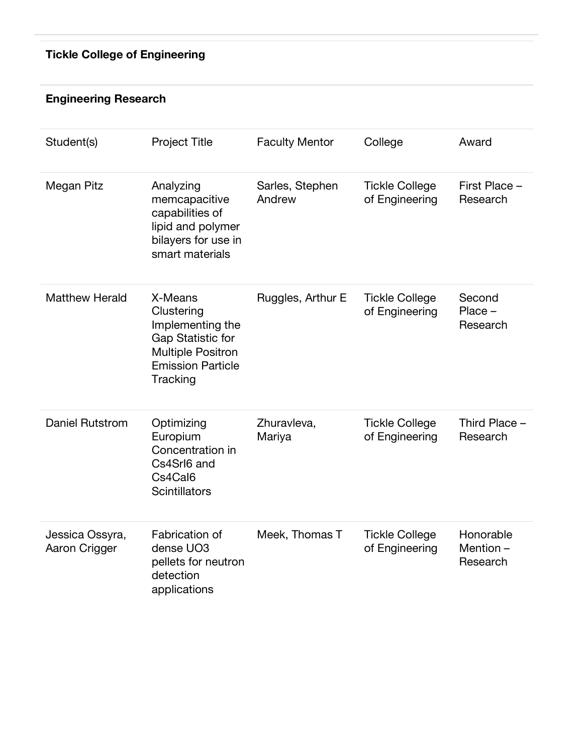### Tickle College of Engineering

#### Engineering Research

| Student(s) | Project Title | Faculty Mentor | College | Award |
|---|---|---|---|---|
| Megan Pitz | Analyzing memcapacitive capabilities of lipid and polymer bilayers for use in smart materials | Sarles, Stephen Andrew | Tickle College of Engineering | First Place – Research |
| Matthew Herald | X-Means Clustering Implementing the Gap Statistic for Multiple Positron Emission Particle Tracking | Ruggles, Arthur E | Tickle College of Engineering | Second Place – Research |
| Daniel Rutstrom | Optimizing Europium Concentration in $Cs_4SrI_6$ and $Cs_4CaI_6$ Scintillators | Zhuravleva, Mariya | Tickle College of Engineering | Third Place – Research |
| Jessica Ossyra, Aaron Crigger | Fabrication of dense $UO_3$ pellets for neutron detection applications | Meek, Thomas T | Tickle College of Engineering | Honorable Mention – Research |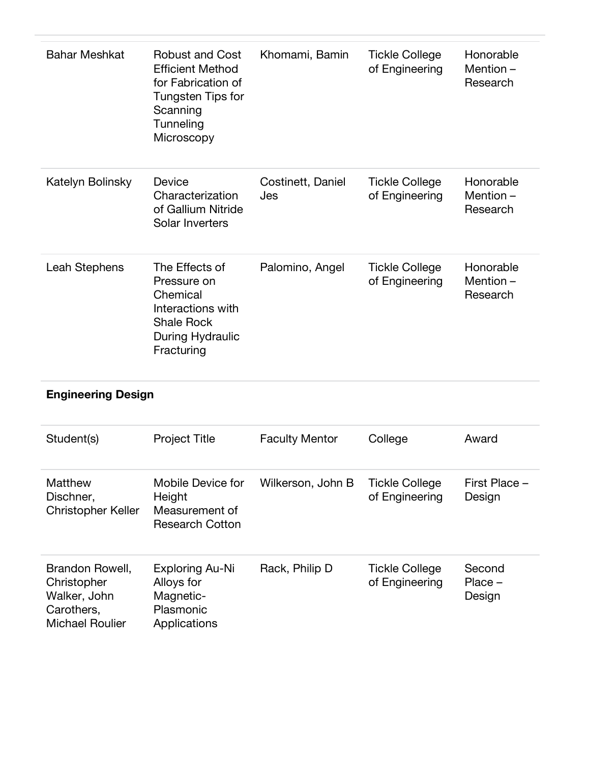| | | | | |
|---|---|---|---|---|
| Bahar Meshkat | Robust and Cost Efficient Method for Fabrication of Tungsten Tips for Scanning Tunneling Microscopy | Khomami, Bamin | Tickle College of Engineering | Honorable Mention – Research |
| Katelyn Bolinsky | Device Characterization of Gallium Nitride Solar Inverters | Costinett, Daniel Jes | Tickle College of Engineering | Honorable Mention – Research |
| Leah Stephens | The Effects of Pressure on Chemical Interactions with Shale Rock During Hydraulic Fracturing | Palomino, Angel | Tickle College of Engineering | Honorable Mention – Research |

**Engineering Design**

| Student(s) | Project Title | Faculty Mentor | College | Award |
|---|---|---|---|---|
| Matthew Dischner, Christopher Keller | Mobile Device for Height Measurement of Research Cotton | Wilkerson, John B | Tickle College of Engineering | First Place – Design |
| Brandon Rowell, Christopher Walker, John Carothers, Michael Roulier | Exploring Au-Ni Alloys for Magnetic-Plasmonic Applications | Rack, Philip D | Tickle College of Engineering | Second Place – Design |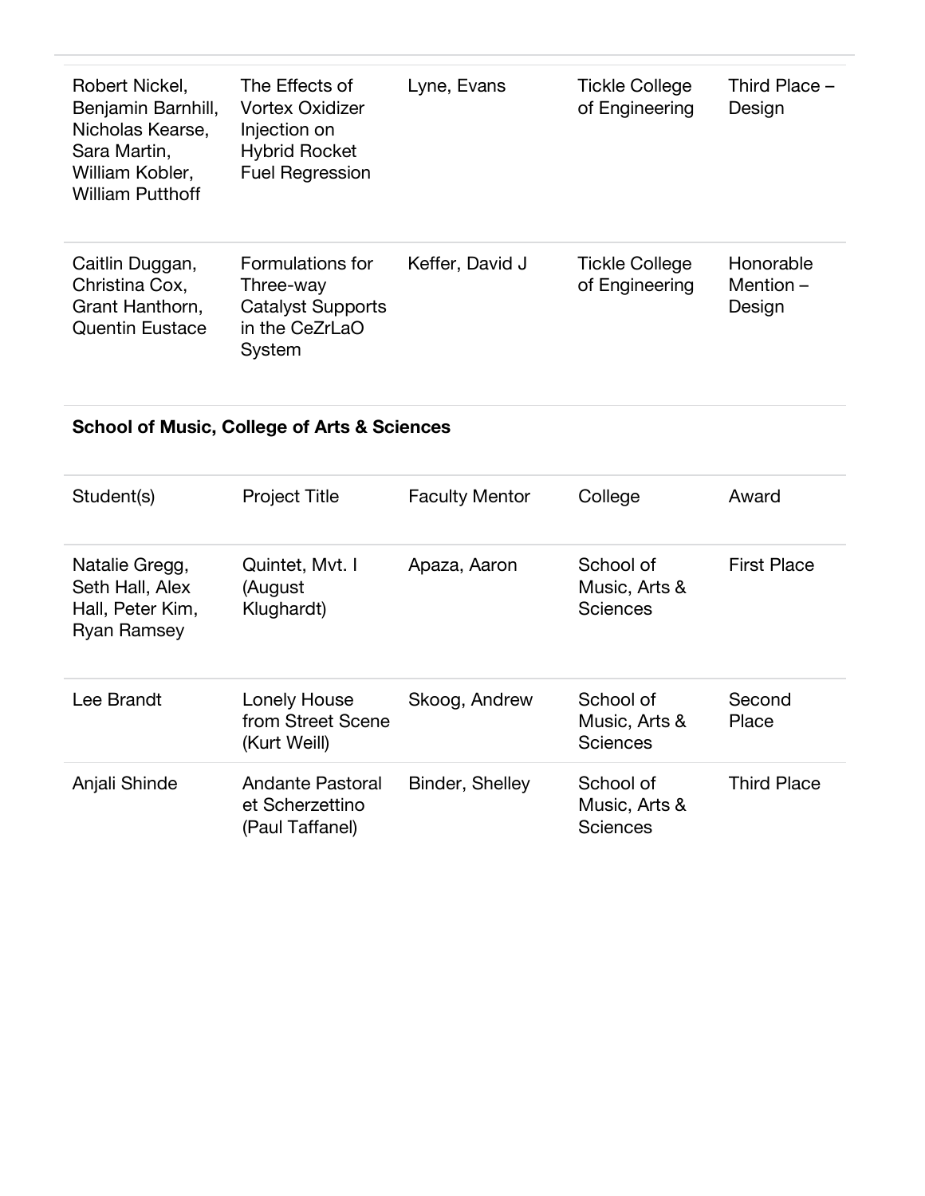| | | | | |
|---|---|---|---|---|
| Robert Nickel, Benjamin Barnhill, Nicholas Kearse, Sara Martin, William Kobler, William Putthoff | The Effects of Vortex Oxidizer Injection on Hybrid Rocket Fuel Regression | Lyne, Evans | Tickle College of Engineering | Third Place – Design |
| Caitlin Duggan, Christina Cox, Grant Hanthorn, Quentin Eustace | Formulations for Three-way Catalyst Supports in the CeZrLaO System | Keffer, David J | Tickle College of Engineering | Honorable Mention – Design |

**School of Music, College of Arts & Sciences**

| Student(s) | Project Title | Faculty Mentor | College | Award |
|---|---|---|---|---|
| Natalie Gregg, Seth Hall, Alex Hall, Peter Kim, Ryan Ramsey | Quintet, Mvt. I (August Klughardt) | Apaza, Aaron | School of Music, Arts & Sciences | First Place |
| Lee Brandt | Lonely House from Street Scene (Kurt Weill) | Skoog, Andrew | School of Music, Arts & Sciences | Second Place |
| Anjali Shinde | Andante Pastoral et Scherzettino (Paul Taffanel) | Binder, Shelley | School of Music, Arts & Sciences | Third Place |